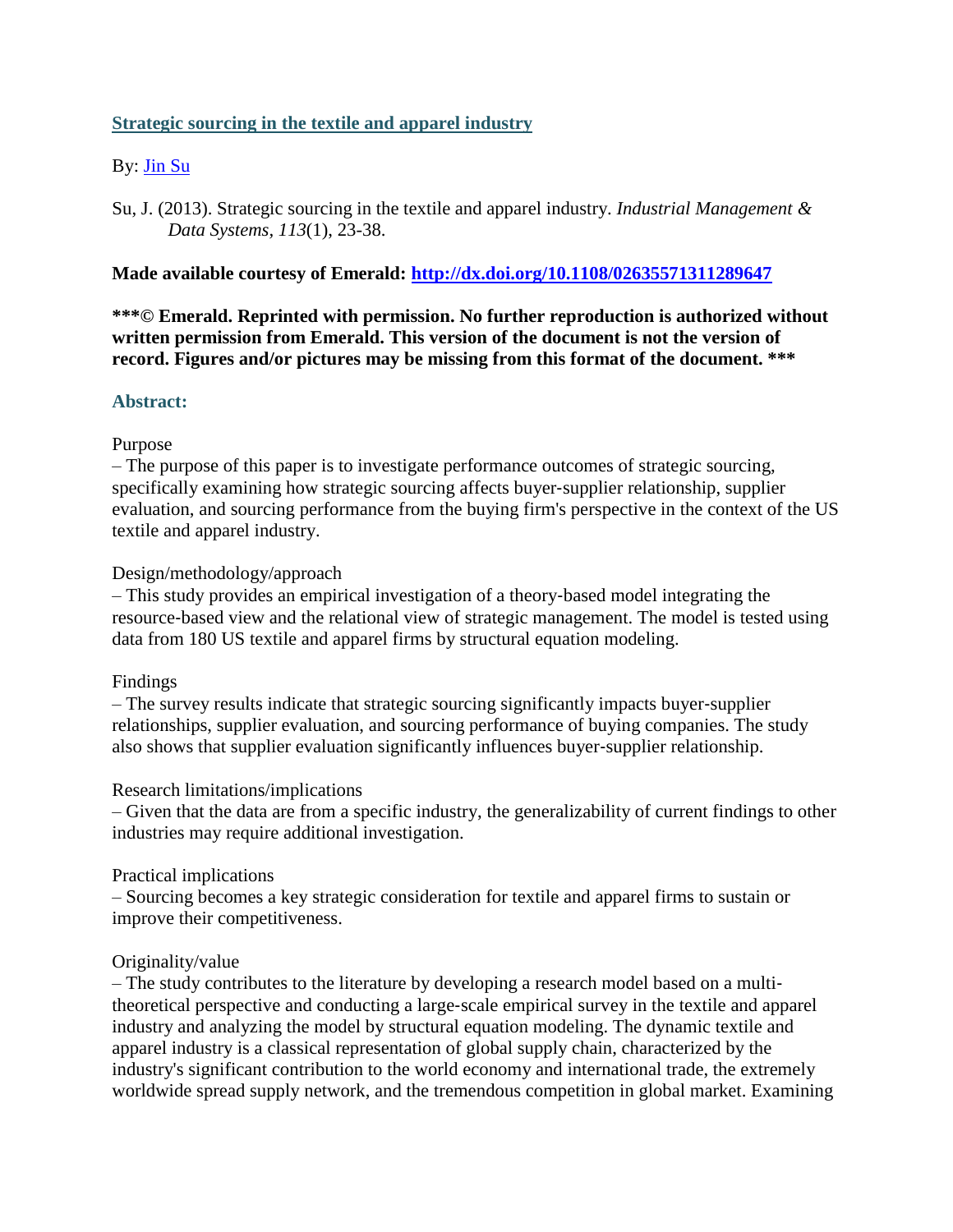## [Strategic sourcing in the textile and apparel industry](#)

By: [Jin Su](#)

Su, J. (2013). Strategic sourcing in the textile and apparel industry. *Industrial Management & Data Systems*, *113*(1), 23-38.

**Made available courtesy of Emerald: [http://dx.doi.org/10.1108/02635571311289647](http://dx.doi.org/10.1108/02635571311289647)**

**\*\*\*© Emerald. Reprinted with permission. No further reproduction is authorized without written permission from Emerald. This version of the document is not the version of record. Figures and/or pictures may be missing from this format of the document. \*\*\***

### Abstract:

Purpose

– The purpose of this paper is to investigate performance outcomes of strategic sourcing, specifically examining how strategic sourcing affects buyer-supplier relationship, supplier evaluation, and sourcing performance from the buying firm's perspective in the context of the US textile and apparel industry.

Design/methodology/approach

– This study provides an empirical investigation of a theory-based model integrating the resource-based view and the relational view of strategic management. The model is tested using data from 180 US textile and apparel firms by structural equation modeling.

Findings

– The survey results indicate that strategic sourcing significantly impacts buyer-supplier relationships, supplier evaluation, and sourcing performance of buying companies. The study also shows that supplier evaluation significantly influences buyer-supplier relationship.

Research limitations/implications

– Given that the data are from a specific industry, the generalizability of current findings to other industries may require additional investigation.

Practical implications

– Sourcing becomes a key strategic consideration for textile and apparel firms to sustain or improve their competitiveness.

Originality/value

– The study contributes to the literature by developing a research model based on a multi-theoretical perspective and conducting a large-scale empirical survey in the textile and apparel industry and analyzing the model by structural equation modeling. The dynamic textile and apparel industry is a classical representation of global supply chain, characterized by the industry's significant contribution to the world economy and international trade, the extremely worldwide spread supply network, and the tremendous competition in global market. Examining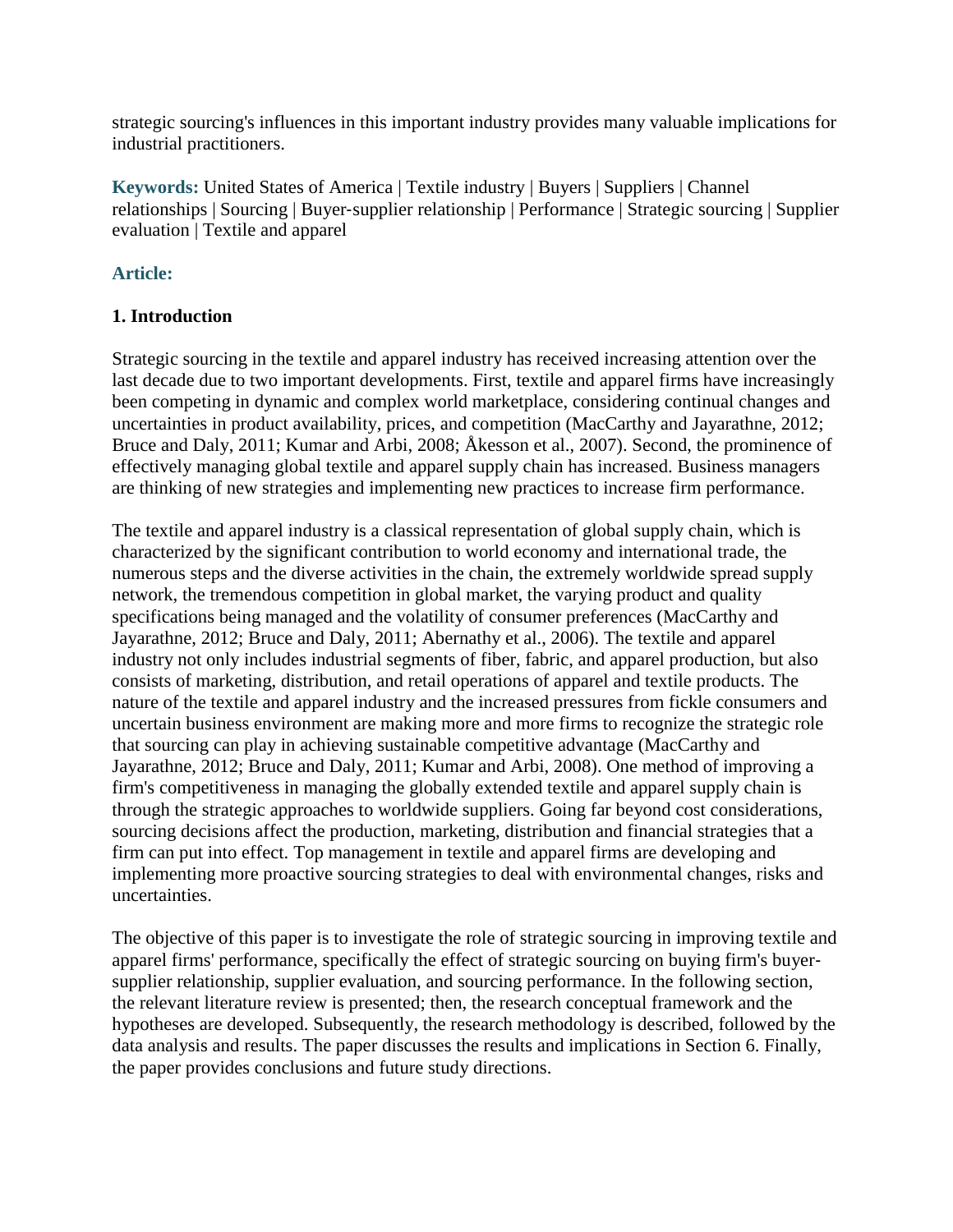strategic sourcing's influences in this important industry provides many valuable implications for industrial practitioners.

**Keywords:** United States of America | Textile industry | Buyers | Suppliers | Channel relationships | Sourcing | Buyer-supplier relationship | Performance | Strategic sourcing | Supplier evaluation | Textile and apparel

**Article:**

### 1. Introduction

Strategic sourcing in the textile and apparel industry has received increasing attention over the last decade due to two important developments. First, textile and apparel firms have increasingly been competing in dynamic and complex world marketplace, considering continual changes and uncertainties in product availability, prices, and competition (MacCarthy and Jayarathne, 2012; Bruce and Daly, 2011; Kumar and Arbi, 2008; Åkesson et al., 2007). Second, the prominence of effectively managing global textile and apparel supply chain has increased. Business managers are thinking of new strategies and implementing new practices to increase firm performance.

The textile and apparel industry is a classical representation of global supply chain, which is characterized by the significant contribution to world economy and international trade, the numerous steps and the diverse activities in the chain, the extremely worldwide spread supply network, the tremendous competition in global market, the varying product and quality specifications being managed and the volatility of consumer preferences (MacCarthy and Jayarathne, 2012; Bruce and Daly, 2011; Abernathy et al., 2006). The textile and apparel industry not only includes industrial segments of fiber, fabric, and apparel production, but also consists of marketing, distribution, and retail operations of apparel and textile products. The nature of the textile and apparel industry and the increased pressures from fickle consumers and uncertain business environment are making more and more firms to recognize the strategic role that sourcing can play in achieving sustainable competitive advantage (MacCarthy and Jayarathne, 2012; Bruce and Daly, 2011; Kumar and Arbi, 2008). One method of improving a firm's competitiveness in managing the globally extended textile and apparel supply chain is through the strategic approaches to worldwide suppliers. Going far beyond cost considerations, sourcing decisions affect the production, marketing, distribution and financial strategies that a firm can put into effect. Top management in textile and apparel firms are developing and implementing more proactive sourcing strategies to deal with environmental changes, risks and uncertainties.

The objective of this paper is to investigate the role of strategic sourcing in improving textile and apparel firms' performance, specifically the effect of strategic sourcing on buying firm's buyer-supplier relationship, supplier evaluation, and sourcing performance. In the following section, the relevant literature review is presented; then, the research conceptual framework and the hypotheses are developed. Subsequently, the research methodology is described, followed by the data analysis and results. The paper discusses the results and implications in Section 6. Finally, the paper provides conclusions and future study directions.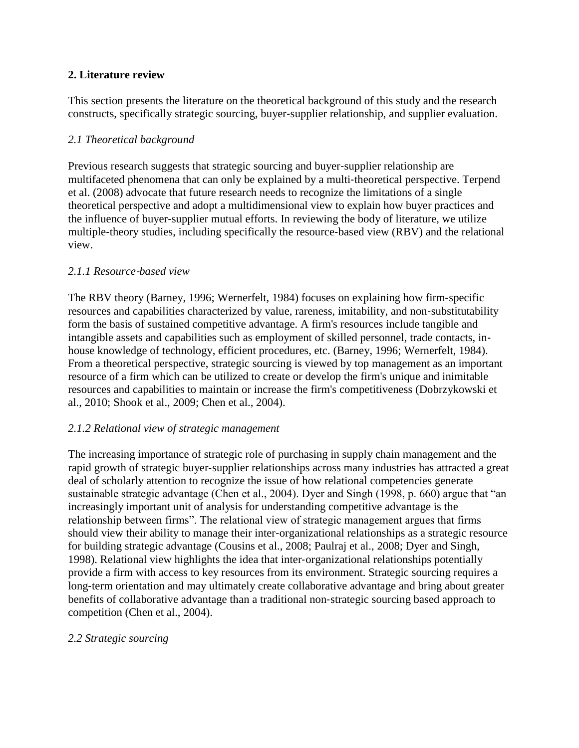## 2. Literature review

This section presents the literature on the theoretical background of this study and the research constructs, specifically strategic sourcing, buyer-supplier relationship, and supplier evaluation.

### *2.1 Theoretical background*

Previous research suggests that strategic sourcing and buyer-supplier relationship are multifaceted phenomena that can only be explained by a multi-theoretical perspective. Terpend et al. (2008) advocate that future research needs to recognize the limitations of a single theoretical perspective and adopt a multidimensional view to explain how buyer practices and the influence of buyer-supplier mutual efforts. In reviewing the body of literature, we utilize multiple-theory studies, including specifically the resource-based view (RBV) and the relational view.

#### *2.1.1 Resource-based view*

The RBV theory (Barney, 1996; Wernerfelt, 1984) focuses on explaining how firm-specific resources and capabilities characterized by value, rareness, imitability, and non-substitutability form the basis of sustained competitive advantage. A firm's resources include tangible and intangible assets and capabilities such as employment of skilled personnel, trade contacts, in-house knowledge of technology, efficient procedures, etc. (Barney, 1996; Wernerfelt, 1984). From a theoretical perspective, strategic sourcing is viewed by top management as an important resource of a firm which can be utilized to create or develop the firm's unique and inimitable resources and capabilities to maintain or increase the firm's competitiveness (Dobrzykowski et al., 2010; Shook et al., 2009; Chen et al., 2004).

#### *2.1.2 Relational view of strategic management*

The increasing importance of strategic role of purchasing in supply chain management and the rapid growth of strategic buyer-supplier relationships across many industries has attracted a great deal of scholarly attention to recognize the issue of how relational competencies generate sustainable strategic advantage (Chen et al., 2004). Dyer and Singh (1998, p. 660) argue that "an increasingly important unit of analysis for understanding competitive advantage is the relationship between firms". The relational view of strategic management argues that firms should view their ability to manage their inter-organizational relationships as a strategic resource for building strategic advantage (Cousins et al., 2008; Paulraj et al., 2008; Dyer and Singh, 1998). Relational view highlights the idea that inter-organizational relationships potentially provide a firm with access to key resources from its environment. Strategic sourcing requires a long-term orientation and may ultimately create collaborative advantage and bring about greater benefits of collaborative advantage than a traditional non-strategic sourcing based approach to competition (Chen et al., 2004).

### *2.2 Strategic sourcing*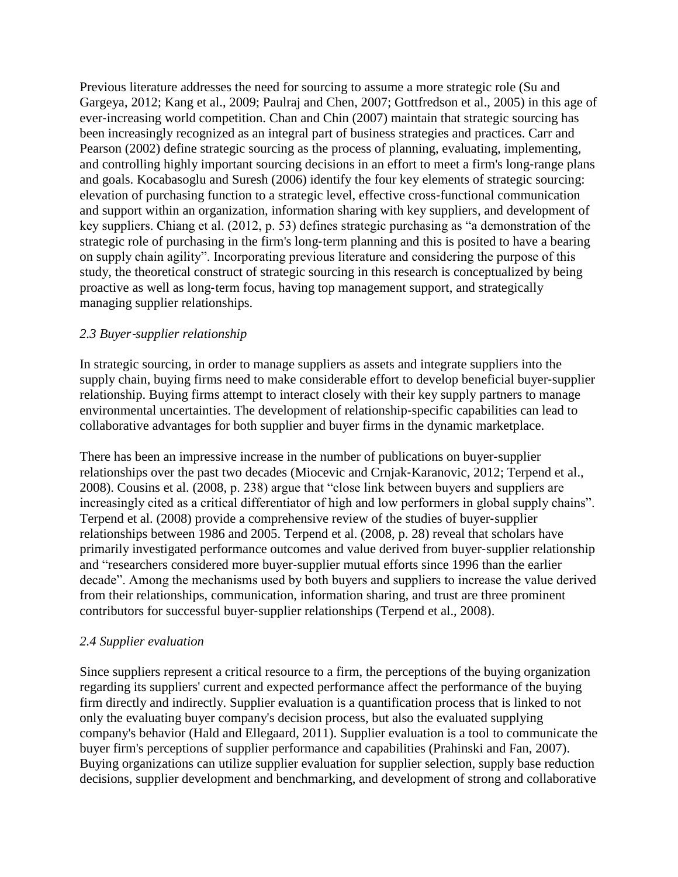Previous literature addresses the need for sourcing to assume a more strategic role (Su and Gargeya, 2012; Kang et al., 2009; Paulraj and Chen, 2007; Gottfredson et al., 2005) in this age of ever-increasing world competition. Chan and Chin (2007) maintain that strategic sourcing has been increasingly recognized as an integral part of business strategies and practices. Carr and Pearson (2002) define strategic sourcing as the process of planning, evaluating, implementing, and controlling highly important sourcing decisions in an effort to meet a firm's long-range plans and goals. Kocabasoglu and Suresh (2006) identify the four key elements of strategic sourcing: elevation of purchasing function to a strategic level, effective cross-functional communication and support within an organization, information sharing with key suppliers, and development of key suppliers. Chiang et al. (2012, p. 53) defines strategic purchasing as "a demonstration of the strategic role of purchasing in the firm's long-term planning and this is posited to have a bearing on supply chain agility". Incorporating previous literature and considering the purpose of this study, the theoretical construct of strategic sourcing in this research is conceptualized by being proactive as well as long-term focus, having top management support, and strategically managing supplier relationships.

### *2.3 Buyer-supplier relationship*

In strategic sourcing, in order to manage suppliers as assets and integrate suppliers into the supply chain, buying firms need to make considerable effort to develop beneficial buyer-supplier relationship. Buying firms attempt to interact closely with their key supply partners to manage environmental uncertainties. The development of relationship-specific capabilities can lead to collaborative advantages for both supplier and buyer firms in the dynamic marketplace.

There has been an impressive increase in the number of publications on buyer-supplier relationships over the past two decades (Miocevic and Crnjak-Karanovic, 2012; Terpend et al., 2008). Cousins et al. (2008, p. 238) argue that "close link between buyers and suppliers are increasingly cited as a critical differentiator of high and low performers in global supply chains". Terpend et al. (2008) provide a comprehensive review of the studies of buyer-supplier relationships between 1986 and 2005. Terpend et al. (2008, p. 28) reveal that scholars have primarily investigated performance outcomes and value derived from buyer-supplier relationship and "researchers considered more buyer-supplier mutual efforts since 1996 than the earlier decade". Among the mechanisms used by both buyers and suppliers to increase the value derived from their relationships, communication, information sharing, and trust are three prominent contributors for successful buyer-supplier relationships (Terpend et al., 2008).

### *2.4 Supplier evaluation*

Since suppliers represent a critical resource to a firm, the perceptions of the buying organization regarding its suppliers' current and expected performance affect the performance of the buying firm directly and indirectly. Supplier evaluation is a quantification process that is linked to not only the evaluating buyer company's decision process, but also the evaluated supplying company's behavior (Hald and Ellegaard, 2011). Supplier evaluation is a tool to communicate the buyer firm's perceptions of supplier performance and capabilities (Prahinski and Fan, 2007). Buying organizations can utilize supplier evaluation for supplier selection, supply base reduction decisions, supplier development and benchmarking, and development of strong and collaborative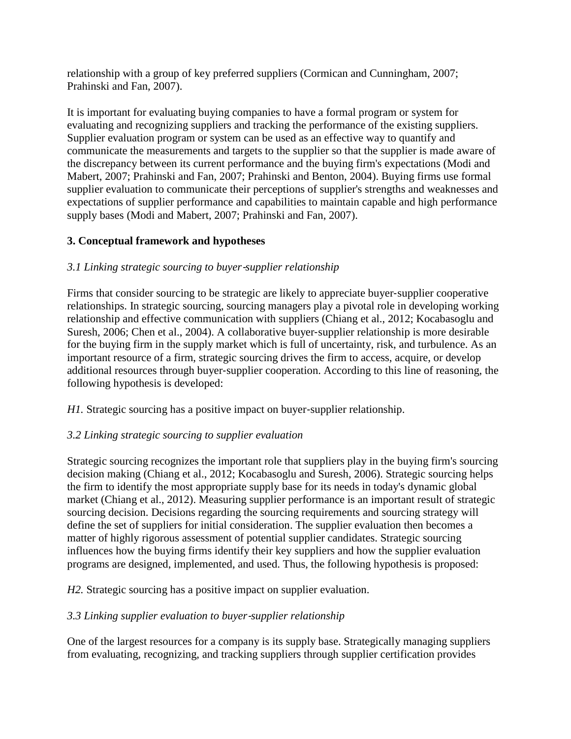relationship with a group of key preferred suppliers (Cormican and Cunningham, 2007; Prahinski and Fan, 2007).

It is important for evaluating buying companies to have a formal program or system for evaluating and recognizing suppliers and tracking the performance of the existing suppliers. Supplier evaluation program or system can be used as an effective way to quantify and communicate the measurements and targets to the supplier so that the supplier is made aware of the discrepancy between its current performance and the buying firm's expectations (Modi and Mabert, 2007; Prahinski and Fan, 2007; Prahinski and Benton, 2004). Buying firms use formal supplier evaluation to communicate their perceptions of supplier's strengths and weaknesses and expectations of supplier performance and capabilities to maintain capable and high performance supply bases (Modi and Mabert, 2007; Prahinski and Fan, 2007).

## 3. Conceptual framework and hypotheses

### *3.1 Linking strategic sourcing to buyer-supplier relationship*

Firms that consider sourcing to be strategic are likely to appreciate buyer-supplier cooperative relationships. In strategic sourcing, sourcing managers play a pivotal role in developing working relationship and effective communication with suppliers (Chiang et al., 2012; Kocabasoglu and Suresh, 2006; Chen et al., 2004). A collaborative buyer-supplier relationship is more desirable for the buying firm in the supply market which is full of uncertainty, risk, and turbulence. As an important resource of a firm, strategic sourcing drives the firm to access, acquire, or develop additional resources through buyer-supplier cooperation. According to this line of reasoning, the following hypothesis is developed:

*H1.* Strategic sourcing has a positive impact on buyer-supplier relationship.

### *3.2 Linking strategic sourcing to supplier evaluation*

Strategic sourcing recognizes the important role that suppliers play in the buying firm's sourcing decision making (Chiang et al., 2012; Kocabasoglu and Suresh, 2006). Strategic sourcing helps the firm to identify the most appropriate supply base for its needs in today's dynamic global market (Chiang et al., 2012). Measuring supplier performance is an important result of strategic sourcing decision. Decisions regarding the sourcing requirements and sourcing strategy will define the set of suppliers for initial consideration. The supplier evaluation then becomes a matter of highly rigorous assessment of potential supplier candidates. Strategic sourcing influences how the buying firms identify their key suppliers and how the supplier evaluation programs are designed, implemented, and used. Thus, the following hypothesis is proposed:

*H2.* Strategic sourcing has a positive impact on supplier evaluation.

### *3.3 Linking supplier evaluation to buyer-supplier relationship*

One of the largest resources for a company is its supply base. Strategically managing suppliers from evaluating, recognizing, and tracking suppliers through supplier certification provides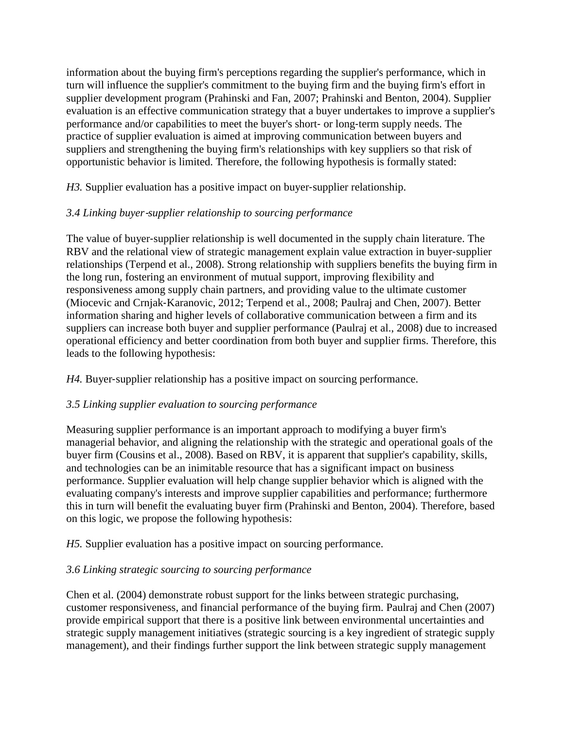information about the buying firm's perceptions regarding the supplier's performance, which in turn will influence the supplier's commitment to the buying firm and the buying firm's effort in supplier development program (Prahinski and Fan, 2007; Prahinski and Benton, 2004). Supplier evaluation is an effective communication strategy that a buyer undertakes to improve a supplier's performance and/or capabilities to meet the buyer's short- or long-term supply needs. The practice of supplier evaluation is aimed at improving communication between buyers and suppliers and strengthening the buying firm's relationships with key suppliers so that risk of opportunistic behavior is limited. Therefore, the following hypothesis is formally stated:

*H3.* Supplier evaluation has a positive impact on buyer-supplier relationship.

### *3.4 Linking buyer-supplier relationship to sourcing performance*

The value of buyer-supplier relationship is well documented in the supply chain literature. The RBV and the relational view of strategic management explain value extraction in buyer-supplier relationships (Terpend et al., 2008). Strong relationship with suppliers benefits the buying firm in the long run, fostering an environment of mutual support, improving flexibility and responsiveness among supply chain partners, and providing value to the ultimate customer (Miocevic and Crnjak-Karanovic, 2012; Terpend et al., 2008; Paulraj and Chen, 2007). Better information sharing and higher levels of collaborative communication between a firm and its suppliers can increase both buyer and supplier performance (Paulraj et al., 2008) due to increased operational efficiency and better coordination from both buyer and supplier firms. Therefore, this leads to the following hypothesis:

*H4.* Buyer-supplier relationship has a positive impact on sourcing performance.

### *3.5 Linking supplier evaluation to sourcing performance*

Measuring supplier performance is an important approach to modifying a buyer firm's managerial behavior, and aligning the relationship with the strategic and operational goals of the buyer firm (Cousins et al., 2008). Based on RBV, it is apparent that supplier's capability, skills, and technologies can be an inimitable resource that has a significant impact on business performance. Supplier evaluation will help change supplier behavior which is aligned with the evaluating company's interests and improve supplier capabilities and performance; furthermore this in turn will benefit the evaluating buyer firm (Prahinski and Benton, 2004). Therefore, based on this logic, we propose the following hypothesis:

*H5.* Supplier evaluation has a positive impact on sourcing performance.

### *3.6 Linking strategic sourcing to sourcing performance*

Chen et al. (2004) demonstrate robust support for the links between strategic purchasing, customer responsiveness, and financial performance of the buying firm. Paulraj and Chen (2007) provide empirical support that there is a positive link between environmental uncertainties and strategic supply management initiatives (strategic sourcing is a key ingredient of strategic supply management), and their findings further support the link between strategic supply management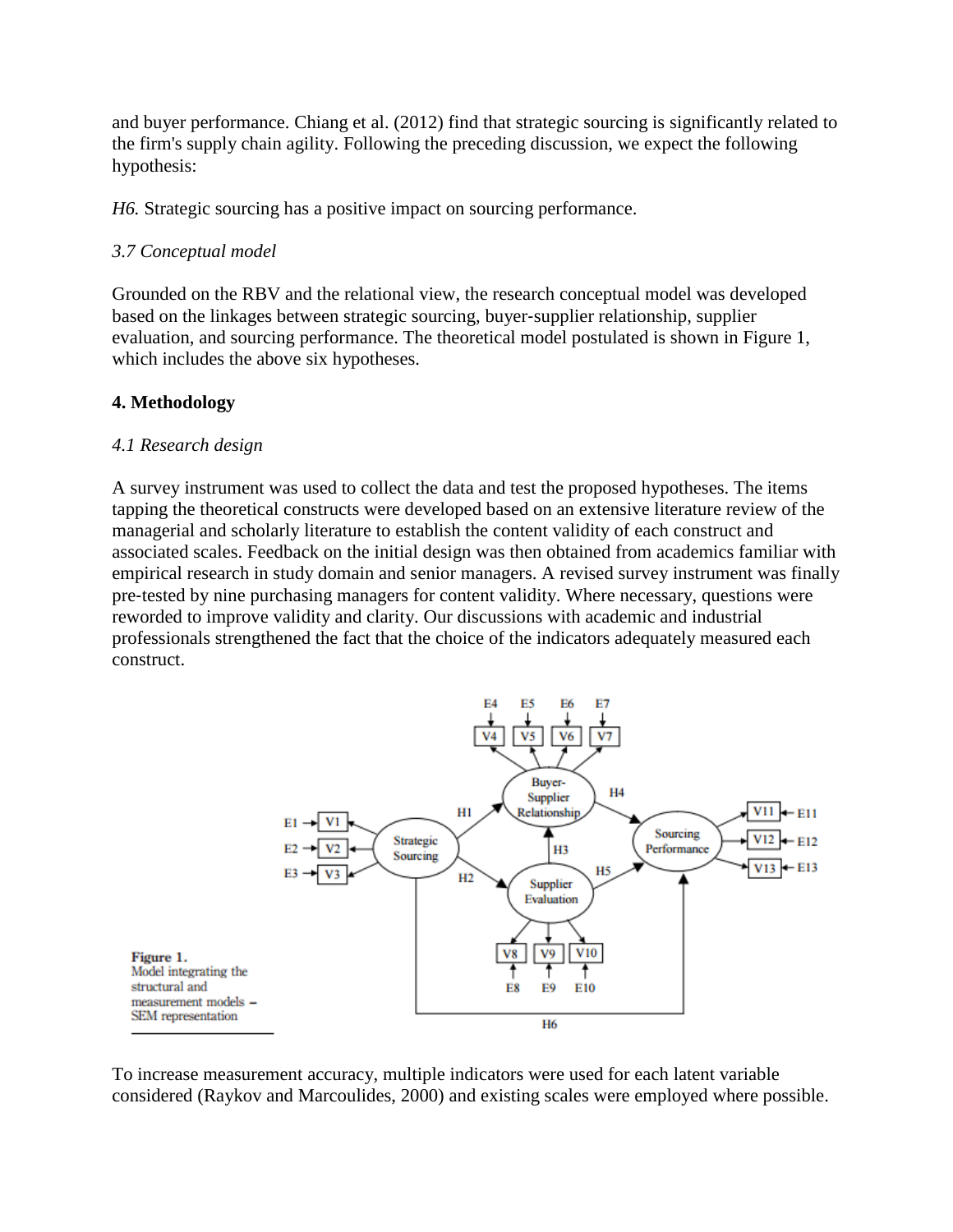and buyer performance. Chiang et al. (2012) find that strategic sourcing is significantly related to the firm's supply chain agility. Following the preceding discussion, we expect the following hypothesis:

*H6.* Strategic sourcing has a positive impact on sourcing performance.

### *3.7 Conceptual model*

Grounded on the RBV and the relational view, the research conceptual model was developed based on the linkages between strategic sourcing, buyer-supplier relationship, supplier evaluation, and sourcing performance. The theoretical model postulated is shown in Figure 1, which includes the above six hypotheses.

## **4. Methodology**

### *4.1 Research design*

A survey instrument was used to collect the data and test the proposed hypotheses. The items tapping the theoretical constructs were developed based on an extensive literature review of the managerial and scholarly literature to establish the content validity of each construct and associated scales. Feedback on the initial design was then obtained from academics familiar with empirical research in study domain and senior managers. A revised survey instrument was finally pre-tested by nine purchasing managers for content validity. Where necessary, questions were reworded to improve validity and clarity. Our discussions with academic and industrial professionals strengthened the fact that the choice of the indicators adequately measured each construct.

**Figure 1.**
Model integrating the structural and measurement models – SEM representation

To increase measurement accuracy, multiple indicators were used for each latent variable considered (Raykov and Marcoulides, 2000) and existing scales were employed where possible.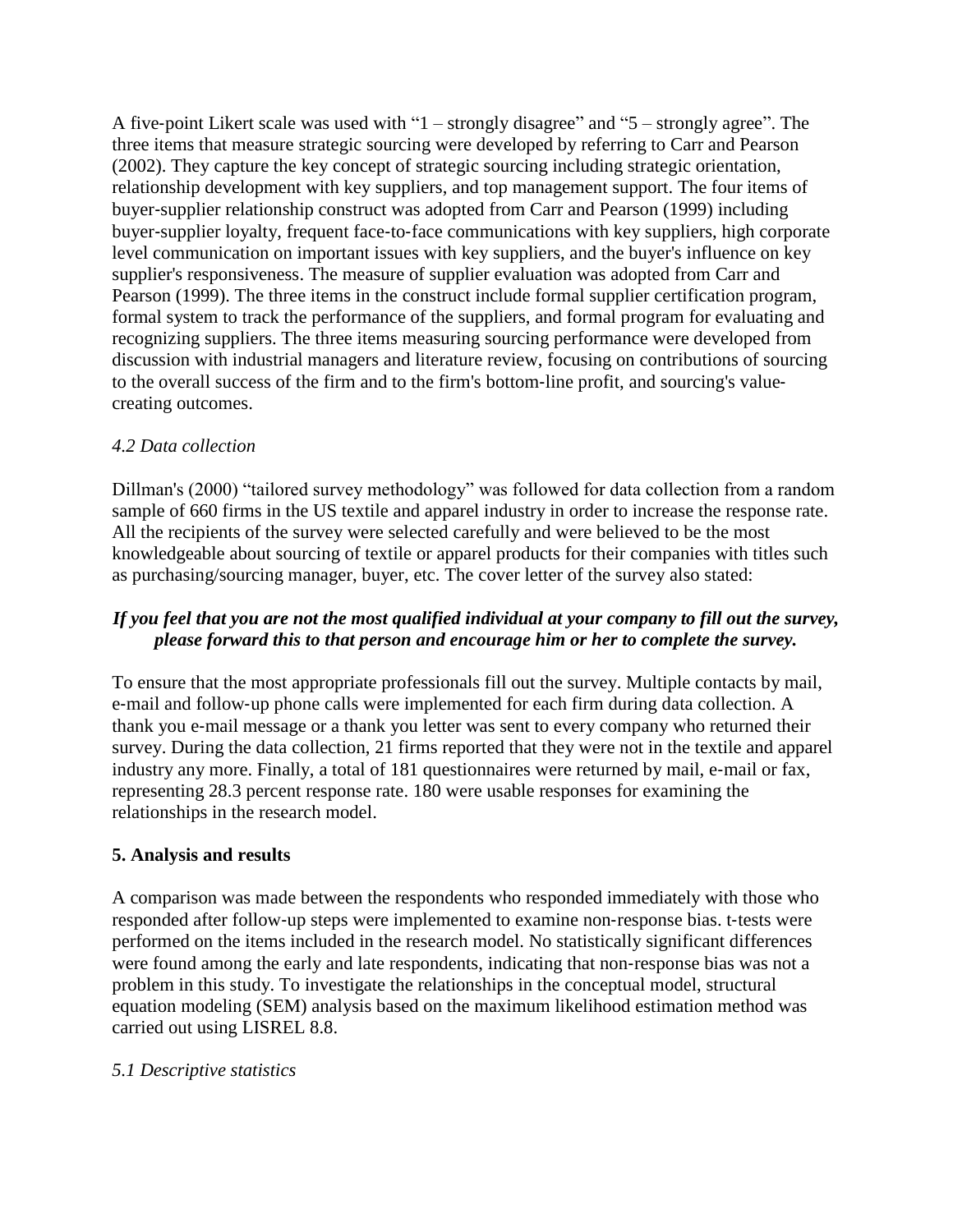A five-point Likert scale was used with "1 – strongly disagree" and "5 – strongly agree". The three items that measure strategic sourcing were developed by referring to Carr and Pearson (2002). They capture the key concept of strategic sourcing including strategic orientation, relationship development with key suppliers, and top management support. The four items of buyer-supplier relationship construct was adopted from Carr and Pearson (1999) including buyer-supplier loyalty, frequent face-to-face communications with key suppliers, high corporate level communication on important issues with key suppliers, and the buyer's influence on key supplier's responsiveness. The measure of supplier evaluation was adopted from Carr and Pearson (1999). The three items in the construct include formal supplier certification program, formal system to track the performance of the suppliers, and formal program for evaluating and recognizing suppliers. The three items measuring sourcing performance were developed from discussion with industrial managers and literature review, focusing on contributions of sourcing to the overall success of the firm and to the firm's bottom-line profit, and sourcing's value-creating outcomes.

### *4.2 Data collection*

Dillman's (2000) "tailored survey methodology" was followed for data collection from a random sample of 660 firms in the US textile and apparel industry in order to increase the response rate. All the recipients of the survey were selected carefully and were believed to be the most knowledgeable about sourcing of textile or apparel products for their companies with titles such as purchasing/sourcing manager, buyer, etc. The cover letter of the survey also stated:

***If you feel that you are not the most qualified individual at your company to fill out the survey, please forward this to that person and encourage him or her to complete the survey.***

To ensure that the most appropriate professionals fill out the survey. Multiple contacts by mail, e-mail and follow-up phone calls were implemented for each firm during data collection. A thank you e-mail message or a thank you letter was sent to every company who returned their survey. During the data collection, 21 firms reported that they were not in the textile and apparel industry any more. Finally, a total of 181 questionnaires were returned by mail, e-mail or fax, representing 28.3 percent response rate. 180 were usable responses for examining the relationships in the research model.

## **5. Analysis and results**

A comparison was made between the respondents who responded immediately with those who responded after follow-up steps were implemented to examine non-response bias. t-tests were performed on the items included in the research model. No statistically significant differences were found among the early and late respondents, indicating that non-response bias was not a problem in this study. To investigate the relationships in the conceptual model, structural equation modeling (SEM) analysis based on the maximum likelihood estimation method was carried out using LISREL 8.8.

### *5.1 Descriptive statistics*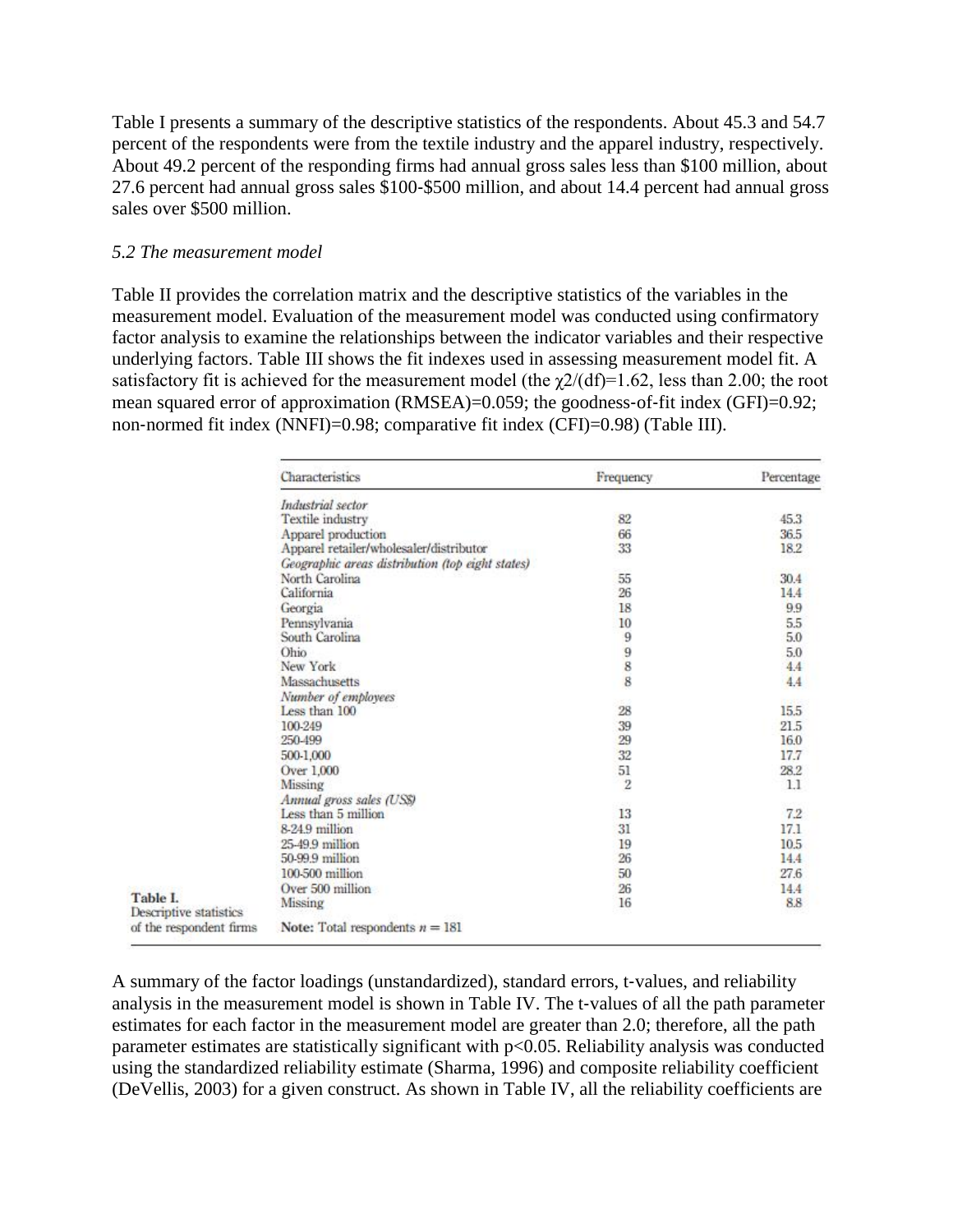Table I presents a summary of the descriptive statistics of the respondents. About 45.3 and 54.7 percent of the respondents were from the textile industry and the apparel industry, respectively. About 49.2 percent of the responding firms had annual gross sales less than \$100 million, about 27.6 percent had annual gross sales \$100-\$500 million, and about 14.4 percent had annual gross sales over \$500 million.

*5.2 The measurement model*

Table II provides the correlation matrix and the descriptive statistics of the variables in the measurement model. Evaluation of the measurement model was conducted using confirmatory factor analysis to examine the relationships between the indicator variables and their respective underlying factors. Table III shows the fit indexes used in assessing measurement model fit. A satisfactory fit is achieved for the measurement model (the $\chi^2/(df)=1.62$, less than 2.00; the root mean squared error of approximation (RMSEA)=0.059; the goodness-of-fit index (GFI)=0.92; non-normed fit index (NNFI)=0.98; comparative fit index (CFI)=0.98) (Table III).

**Table I.** Descriptive statistics of the respondent firms

| Characteristics | Frequency | Percentage |
|---|---|---|
| *Industrial sector* | | |
| Textile industry | 82 | 45.3 |
| Apparel production | 66 | 36.5 |
| Apparel retailer/wholesaler/distributor | 33 | 18.2 |
| *Geographic areas distribution (top eight states)* | | |
| North Carolina | 55 | 30.4 |
| California | 26 | 14.4 |
| Georgia | 18 | 9.9 |
| Pennsylvania | 10 | 5.5 |
| South Carolina | 9 | 5.0 |
| Ohio | 9 | 5.0 |
| New York | 8 | 4.4 |
| Massachusetts | 8 | 4.4 |
| *Number of employees* | | |
| Less than 100 | 28 | 15.5 |
| 100-249 | 39 | 21.5 |
| 250-499 | 29 | 16.0 |
| 500-1,000 | 32 | 17.7 |
| Over 1,000 | 51 | 28.2 |
| Missing | 2 | 1.1 |
| *Annual gross sales (US\$)* | | |
| Less than 5 million | 13 | 7.2 |
| 8-24.9 million | 31 | 17.1 |
| 25-49.9 million | 19 | 10.5 |
| 50-99.9 million | 26 | 14.4 |
| 100-500 million | 50 | 27.6 |
| Over 500 million | 26 | 14.4 |
| Missing | 16 | 8.8 |

**Note:** Total respondents $n = 181$

A summary of the factor loadings (unstandardized), standard errors, t-values, and reliability analysis in the measurement model is shown in Table IV. The t-values of all the path parameter estimates for each factor in the measurement model are greater than 2.0; therefore, all the path parameter estimates are statistically significant with $p<0.05$. Reliability analysis was conducted using the standardized reliability estimate (Sharma, 1996) and composite reliability coefficient (DeVellis, 2003) for a given construct. As shown in Table IV, all the reliability coefficients are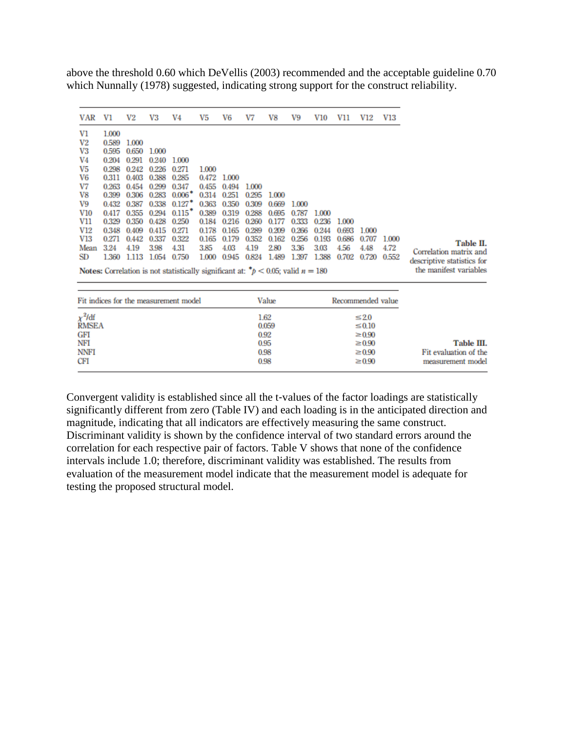above the threshold 0.60 which DeVellis (2003) recommended and the acceptable guideline 0.70 which Nunnally (1978) suggested, indicating strong support for the construct reliability.

| VAR | V1 | V2 | V3 | V4 | V5 | V6 | V7 | V8 | V9 | V10 | V11 | V12 | V13 |
|---|---|---|---|---|---|---|---|---|---|---|---|---|---|
| V1 | 1.000 | | | | | | | | | | | | |
| V2 | 0.589 | 1.000 | | | | | | | | | | | |
| V3 | 0.595 | 0.650 | 1.000 | | | | | | | | | | |
| V4 | 0.204 | 0.291 | 0.240 | 1.000 | | | | | | | | | |
| V5 | 0.298 | 0.242 | 0.226 | 0.271 | 1.000 | | | | | | | | |
| V6 | 0.311 | 0.403 | 0.388 | 0.285 | 0.472 | 1.000 | | | | | | | |
| V7 | 0.263 | 0.454 | 0.299 | 0.347 | 0.455 | 0.494 | 1.000 | | | | | | |
| V8 | 0.399 | 0.306 | 0.283 | 0.006* | 0.314 | 0.251 | 0.295 | 1.000 | | | | | |
| V9 | 0.432 | 0.387 | 0.338 | 0.127* | 0.363 | 0.350 | 0.309 | 0.669 | 1.000 | | | | |
| V10 | 0.417 | 0.355 | 0.294 | 0.115* | 0.389 | 0.319 | 0.288 | 0.695 | 0.787 | 1.000 | | | |
| V11 | 0.329 | 0.350 | 0.428 | 0.250 | 0.184 | 0.216 | 0.260 | 0.177 | 0.333 | 0.236 | 1.000 | | |
| V12 | 0.348 | 0.409 | 0.415 | 0.271 | 0.178 | 0.165 | 0.289 | 0.209 | 0.266 | 0.244 | 0.693 | 1.000 | |
| V13 | 0.271 | 0.442 | 0.337 | 0.322 | 0.165 | 0.179 | 0.352 | 0.162 | 0.256 | 0.193 | 0.686 | 0.707 | 1.000 |
| Mean | 3.24 | 4.19 | 3.98 | 4.31 | 3.85 | 4.03 | 4.19 | 2.80 | 3.36 | 3.03 | 4.56 | 4.48 | 4.72 |
| SD | 1.360 | 1.113 | 1.054 | 0.750 | 1.000 | 0.945 | 0.824 | 1.489 | 1.397 | 1.388 | 0.702 | 0.720 | 0.552 |

**Notes:** Correlation is not statistically significant at: $^{*}p < 0.05$; valid $n = 180$

**Table II.** Correlation matrix and descriptive statistics for the manifest variables

| Fit indices for the measurement model | Value | Recommended value |
|---|---|---|
| $\chi^2$/df | 1.62 | ≤2.0 |
| RMSEA | 0.059 | ≤0.10 |
| GFI | 0.92 | ≥0.90 |
| NFI | 0.95 | ≥0.90 |
| NNFI | 0.98 | ≥0.90 |
| CFI | 0.98 | ≥0.90 |

**Table III.** Fit evaluation of the measurement model

Convergent validity is established since all the t-values of the factor loadings are statistically significantly different from zero (Table IV) and each loading is in the anticipated direction and magnitude, indicating that all indicators are effectively measuring the same construct. Discriminant validity is shown by the confidence interval of two standard errors around the correlation for each respective pair of factors. Table V shows that none of the confidence intervals include 1.0; therefore, discriminant validity was established. The results from evaluation of the measurement model indicate that the measurement model is adequate for testing the proposed structural model.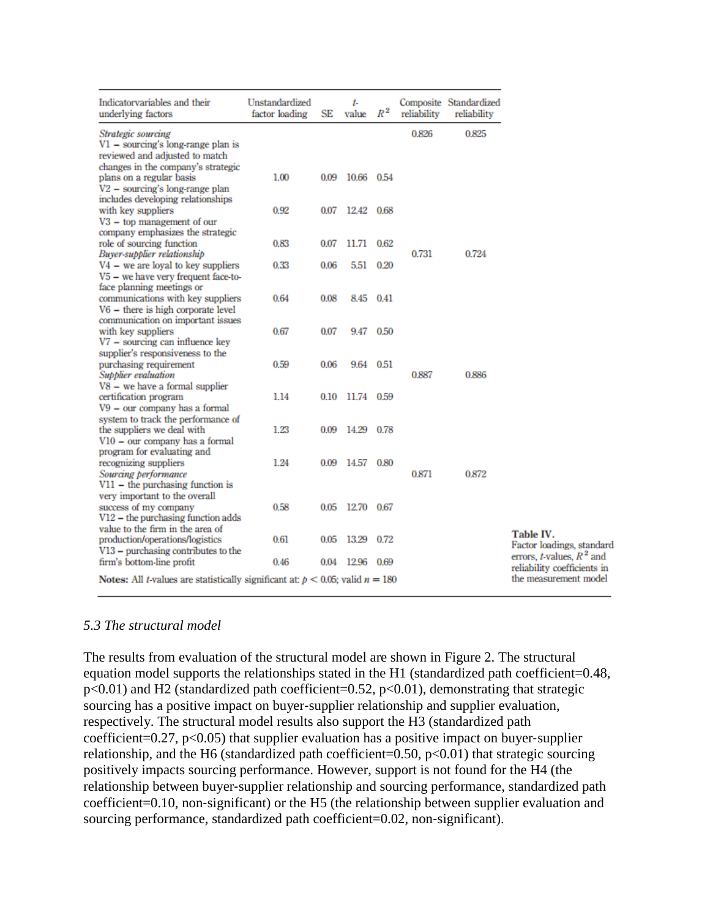Table IV. Factor loadings, standard errors, $t$-values, $R^2$ and reliability coefficients in the measurement model

| Indicatorvariables and their underlying factors | Unstandardized factor loading | SE | $t$-value | $R^2$ | Composite reliability | Standardized reliability |
|---|---|---|---|---|---|---|
| *Strategic sourcing* | | | | | 0.826 | 0.825 |
| V1 – sourcing's long-range plan is reviewed and adjusted to match changes in the company's strategic plans on a regular basis | 1.00 | 0.09 | 10.66 | 0.54 | | |
| V2 – sourcing's long-range plan includes developing relationships with key suppliers | 0.92 | 0.07 | 12.42 | 0.68 | | |
| V3 – top management of our company emphasizes the strategic role of sourcing function | 0.83 | 0.07 | 11.71 | 0.62 | | |
| *Buyer-supplier relationship* | | | | | 0.731 | 0.724 |
| V4 – we are loyal to key suppliers | 0.33 | 0.06 | 5.51 | 0.20 | | |
| V5 – we have very frequent face-to-face planning meetings or communications with key suppliers | 0.64 | 0.08 | 8.45 | 0.41 | | |
| V6 – there is high corporate level communication on important issues with key suppliers | 0.67 | 0.07 | 9.47 | 0.50 | | |
| V7 – sourcing can influence key supplier's responsiveness to the purchasing requirement | 0.59 | 0.06 | 9.64 | 0.51 | | |
| *Supplier evaluation* | | | | | 0.887 | 0.886 |
| V8 – we have a formal supplier certification program | 1.14 | 0.10 | 11.74 | 0.59 | | |
| V9 – our company has a formal system to track the performance of the suppliers we deal with | 1.23 | 0.09 | 14.29 | 0.78 | | |
| V10 – our company has a formal program for evaluating and recognizing suppliers | 1.24 | 0.09 | 14.57 | 0.80 | | |
| *Sourcing performance* | | | | | 0.871 | 0.872 |
| V11 – the purchasing function is very important to the overall success of my company | 0.58 | 0.05 | 12.70 | 0.67 | | |
| V12 – the purchasing function adds value to the firm in the area of production/operations/logistics | 0.61 | 0.05 | 13.29 | 0.72 | | |
| V13 – purchasing contributes to the firm's bottom-line profit | 0.46 | 0.04 | 12.96 | 0.69 | | |

**Notes:** All $t$-values are statistically significant at: $p < 0.05$; valid $n = 180$

### *5.3 The structural model*

The results from evaluation of the structural model are shown in Figure 2. The structural equation model supports the relationships stated in the H1 (standardized path coefficient=0.48, $p<0.01$) and H2 (standardized path coefficient=0.52, $p<0.01$), demonstrating that strategic sourcing has a positive impact on buyer-supplier relationship and supplier evaluation, respectively. The structural model results also support the H3 (standardized path coefficient=0.27, $p<0.05$) that supplier evaluation has a positive impact on buyer-supplier relationship, and the H6 (standardized path coefficient=0.50, $p<0.01$) that strategic sourcing positively impacts sourcing performance. However, support is not found for the H4 (the relationship between buyer-supplier relationship and sourcing performance, standardized path coefficient=0.10, non-significant) or the H5 (the relationship between supplier evaluation and sourcing performance, standardized path coefficient=0.02, non-significant).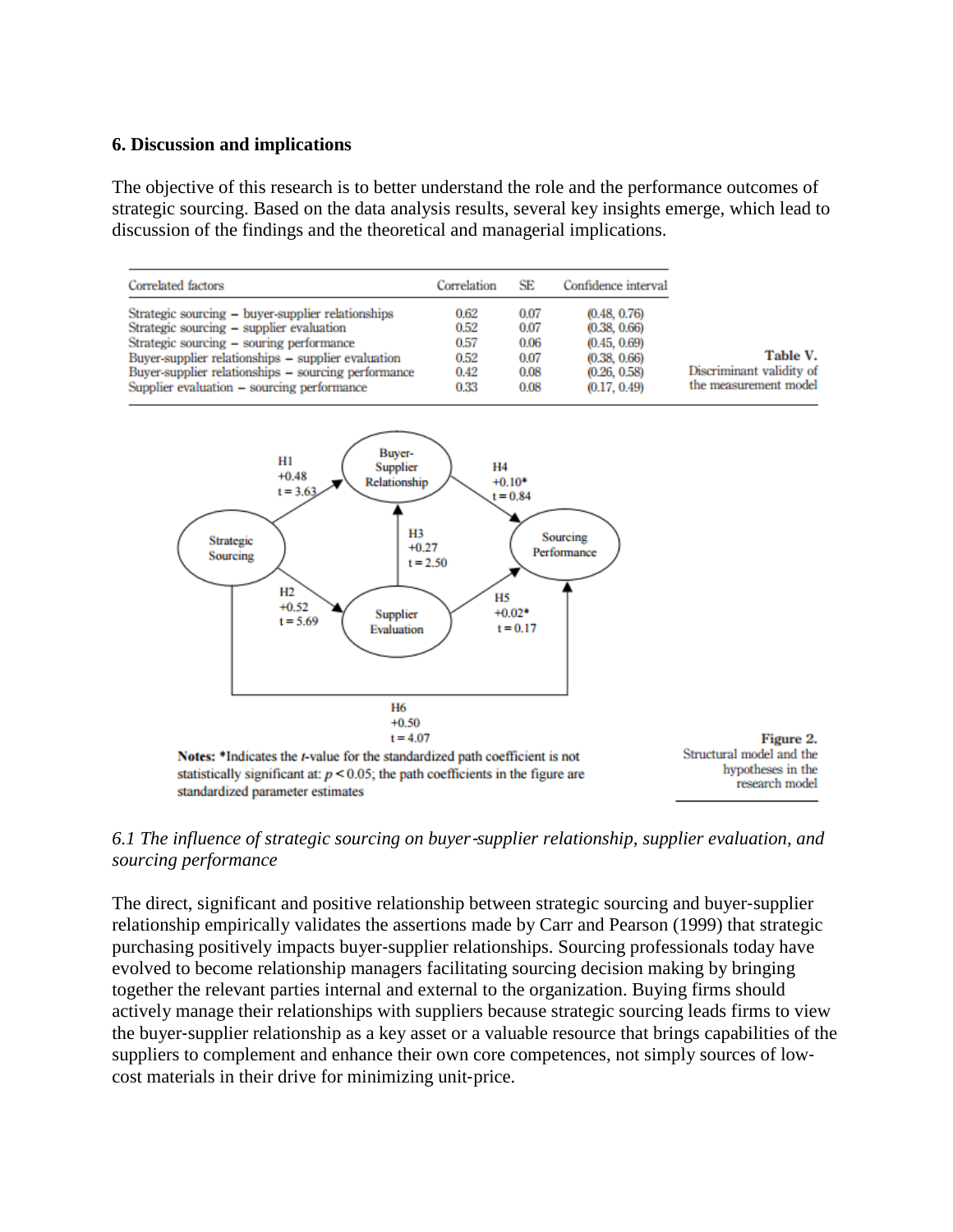## 6. Discussion and implications

The objective of this research is to better understand the role and the performance outcomes of strategic sourcing. Based on the data analysis results, several key insights emerge, which lead to discussion of the findings and the theoretical and managerial implications.

| Correlated factors | Correlation | SE | Confidence interval |
|---|---|---|---|
| Strategic sourcing – buyer-supplier relationships | 0.62 | 0.07 | (0.48, 0.76) |
| Strategic sourcing – supplier evaluation | 0.52 | 0.07 | (0.38, 0.66) |
| Strategic sourcing – souring performance | 0.57 | 0.06 | (0.45, 0.69) |
| Buyer-supplier relationships – supplier evaluation | 0.52 | 0.07 | (0.38, 0.66) |
| Buyer-supplier relationships – sourcing performance | 0.42 | 0.08 | (0.26, 0.58) |
| Supplier evaluation – sourcing performance | 0.33 | 0.08 | (0.17, 0.49) |

**Table V.** Discriminant validity of the measurement model

H1 +0.48 t = 3.63; H2 +0.52 t = 5.69; H3 +0.27 t = 2.50; H4 +0.10* t = 0.84; H5 +0.02* t = 0.17; H6 +0.50 t = 4.07

**Notes:** *Indicates the *t*-value for the standardized path coefficient is not statistically significant at: $p < 0.05$; the path coefficients in the figure are standardized parameter estimates

**Figure 2.** Structural model and the hypotheses in the research model

### *6.1 The influence of strategic sourcing on buyer-supplier relationship, supplier evaluation, and sourcing performance*

The direct, significant and positive relationship between strategic sourcing and buyer-supplier relationship empirically validates the assertions made by Carr and Pearson (1999) that strategic purchasing positively impacts buyer-supplier relationships. Sourcing professionals today have evolved to become relationship managers facilitating sourcing decision making by bringing together the relevant parties internal and external to the organization. Buying firms should actively manage their relationships with suppliers because strategic sourcing leads firms to view the buyer-supplier relationship as a key asset or a valuable resource that brings capabilities of the suppliers to complement and enhance their own core competences, not simply sources of low-cost materials in their drive for minimizing unit-price.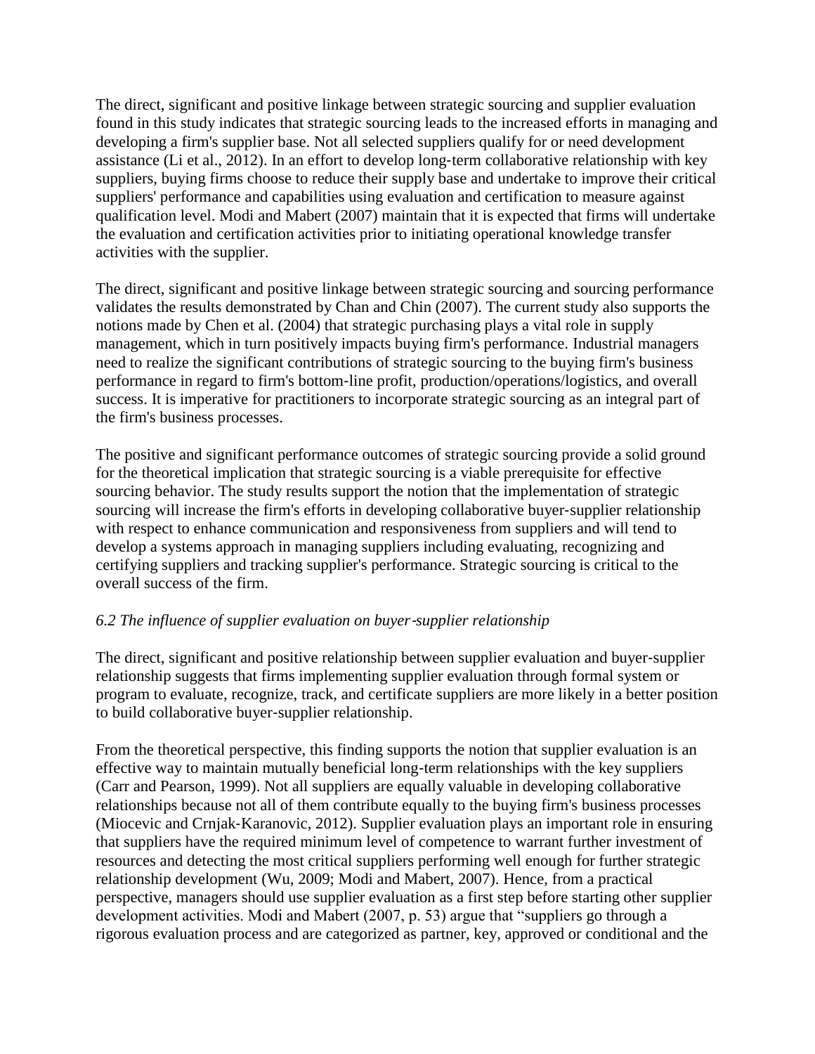The direct, significant and positive linkage between strategic sourcing and supplier evaluation found in this study indicates that strategic sourcing leads to the increased efforts in managing and developing a firm's supplier base. Not all selected suppliers qualify for or need development assistance (Li et al., 2012). In an effort to develop long-term collaborative relationship with key suppliers, buying firms choose to reduce their supply base and undertake to improve their critical suppliers' performance and capabilities using evaluation and certification to measure against qualification level. Modi and Mabert (2007) maintain that it is expected that firms will undertake the evaluation and certification activities prior to initiating operational knowledge transfer activities with the supplier.

The direct, significant and positive linkage between strategic sourcing and sourcing performance validates the results demonstrated by Chan and Chin (2007). The current study also supports the notions made by Chen et al. (2004) that strategic purchasing plays a vital role in supply management, which in turn positively impacts buying firm's performance. Industrial managers need to realize the significant contributions of strategic sourcing to the buying firm's business performance in regard to firm's bottom-line profit, production/operations/logistics, and overall success. It is imperative for practitioners to incorporate strategic sourcing as an integral part of the firm's business processes.

The positive and significant performance outcomes of strategic sourcing provide a solid ground for the theoretical implication that strategic sourcing is a viable prerequisite for effective sourcing behavior. The study results support the notion that the implementation of strategic sourcing will increase the firm's efforts in developing collaborative buyer-supplier relationship with respect to enhance communication and responsiveness from suppliers and will tend to develop a systems approach in managing suppliers including evaluating, recognizing and certifying suppliers and tracking supplier's performance. Strategic sourcing is critical to the overall success of the firm.

### *6.2 The influence of supplier evaluation on buyer-supplier relationship*

The direct, significant and positive relationship between supplier evaluation and buyer-supplier relationship suggests that firms implementing supplier evaluation through formal system or program to evaluate, recognize, track, and certificate suppliers are more likely in a better position to build collaborative buyer-supplier relationship.

From the theoretical perspective, this finding supports the notion that supplier evaluation is an effective way to maintain mutually beneficial long-term relationships with the key suppliers (Carr and Pearson, 1999). Not all suppliers are equally valuable in developing collaborative relationships because not all of them contribute equally to the buying firm's business processes (Miocevic and Crnjak-Karanovic, 2012). Supplier evaluation plays an important role in ensuring that suppliers have the required minimum level of competence to warrant further investment of resources and detecting the most critical suppliers performing well enough for further strategic relationship development (Wu, 2009; Modi and Mabert, 2007). Hence, from a practical perspective, managers should use supplier evaluation as a first step before starting other supplier development activities. Modi and Mabert (2007, p. 53) argue that "suppliers go through a rigorous evaluation process and are categorized as partner, key, approved or conditional and the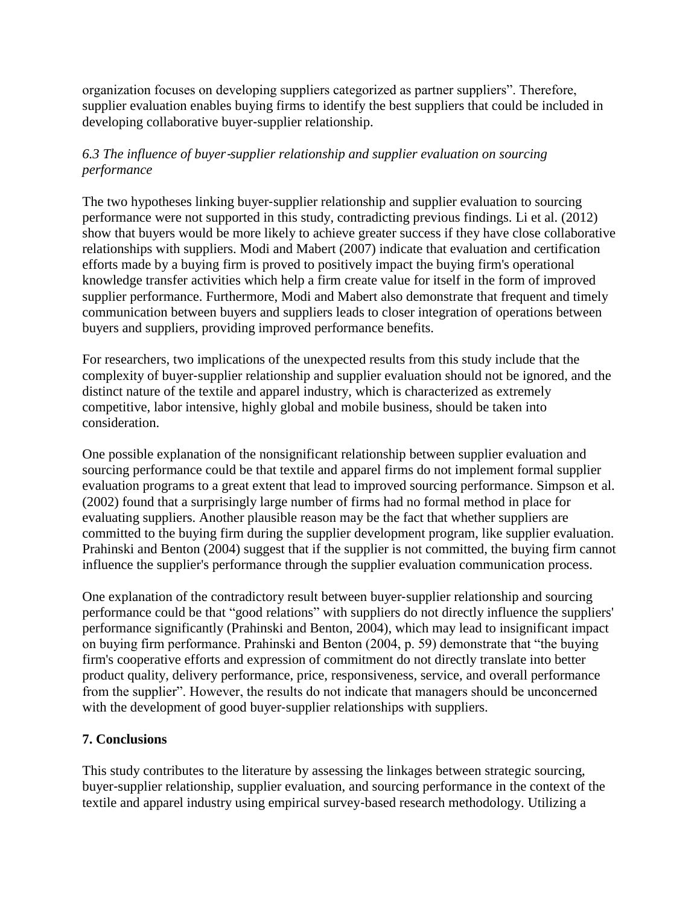organization focuses on developing suppliers categorized as partner suppliers". Therefore, supplier evaluation enables buying firms to identify the best suppliers that could be included in developing collaborative buyer-supplier relationship.

### *6.3 The influence of buyer-supplier relationship and supplier evaluation on sourcing performance*

The two hypotheses linking buyer-supplier relationship and supplier evaluation to sourcing performance were not supported in this study, contradicting previous findings. Li et al. (2012) show that buyers would be more likely to achieve greater success if they have close collaborative relationships with suppliers. Modi and Mabert (2007) indicate that evaluation and certification efforts made by a buying firm is proved to positively impact the buying firm's operational knowledge transfer activities which help a firm create value for itself in the form of improved supplier performance. Furthermore, Modi and Mabert also demonstrate that frequent and timely communication between buyers and suppliers leads to closer integration of operations between buyers and suppliers, providing improved performance benefits.

For researchers, two implications of the unexpected results from this study include that the complexity of buyer-supplier relationship and supplier evaluation should not be ignored, and the distinct nature of the textile and apparel industry, which is characterized as extremely competitive, labor intensive, highly global and mobile business, should be taken into consideration.

One possible explanation of the nonsignificant relationship between supplier evaluation and sourcing performance could be that textile and apparel firms do not implement formal supplier evaluation programs to a great extent that lead to improved sourcing performance. Simpson et al. (2002) found that a surprisingly large number of firms had no formal method in place for evaluating suppliers. Another plausible reason may be the fact that whether suppliers are committed to the buying firm during the supplier development program, like supplier evaluation. Prahinski and Benton (2004) suggest that if the supplier is not committed, the buying firm cannot influence the supplier's performance through the supplier evaluation communication process.

One explanation of the contradictory result between buyer-supplier relationship and sourcing performance could be that "good relations" with suppliers do not directly influence the suppliers' performance significantly (Prahinski and Benton, 2004), which may lead to insignificant impact on buying firm performance. Prahinski and Benton (2004, p. 59) demonstrate that "the buying firm's cooperative efforts and expression of commitment do not directly translate into better product quality, delivery performance, price, responsiveness, service, and overall performance from the supplier". However, the results do not indicate that managers should be unconcerned with the development of good buyer-supplier relationships with suppliers.

## 7. Conclusions

This study contributes to the literature by assessing the linkages between strategic sourcing, buyer-supplier relationship, supplier evaluation, and sourcing performance in the context of the textile and apparel industry using empirical survey-based research methodology. Utilizing a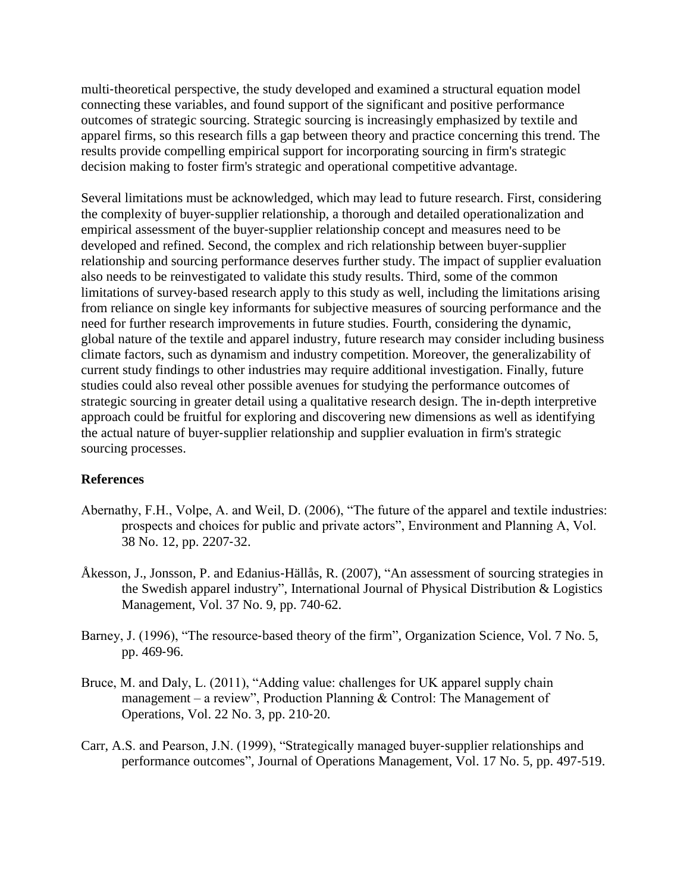multi‑theoretical perspective, the study developed and examined a structural equation model connecting these variables, and found support of the significant and positive performance outcomes of strategic sourcing. Strategic sourcing is increasingly emphasized by textile and apparel firms, so this research fills a gap between theory and practice concerning this trend. The results provide compelling empirical support for incorporating sourcing in firm's strategic decision making to foster firm's strategic and operational competitive advantage.

Several limitations must be acknowledged, which may lead to future research. First, considering the complexity of buyer‑supplier relationship, a thorough and detailed operationalization and empirical assessment of the buyer‑supplier relationship concept and measures need to be developed and refined. Second, the complex and rich relationship between buyer‑supplier relationship and sourcing performance deserves further study. The impact of supplier evaluation also needs to be reinvestigated to validate this study results. Third, some of the common limitations of survey‑based research apply to this study as well, including the limitations arising from reliance on single key informants for subjective measures of sourcing performance and the need for further research improvements in future studies. Fourth, considering the dynamic, global nature of the textile and apparel industry, future research may consider including business climate factors, such as dynamism and industry competition. Moreover, the generalizability of current study findings to other industries may require additional investigation. Finally, future studies could also reveal other possible avenues for studying the performance outcomes of strategic sourcing in greater detail using a qualitative research design. The in‑depth interpretive approach could be fruitful for exploring and discovering new dimensions as well as identifying the actual nature of buyer‑supplier relationship and supplier evaluation in firm's strategic sourcing processes.

## References

Abernathy, F.H., Volpe, A. and Weil, D. (2006), "The future of the apparel and textile industries: prospects and choices for public and private actors", Environment and Planning A, Vol. 38 No. 12, pp. 2207‑32.

Åkesson, J., Jonsson, P. and Edanius‑Hällås, R. (2007), "An assessment of sourcing strategies in the Swedish apparel industry", International Journal of Physical Distribution & Logistics Management, Vol. 37 No. 9, pp. 740‑62.

Barney, J. (1996), "The resource‑based theory of the firm", Organization Science, Vol. 7 No. 5, pp. 469‑96.

Bruce, M. and Daly, L. (2011), "Adding value: challenges for UK apparel supply chain management – a review", Production Planning & Control: The Management of Operations, Vol. 22 No. 3, pp. 210‑20.

Carr, A.S. and Pearson, J.N. (1999), "Strategically managed buyer‑supplier relationships and performance outcomes", Journal of Operations Management, Vol. 17 No. 5, pp. 497‑519.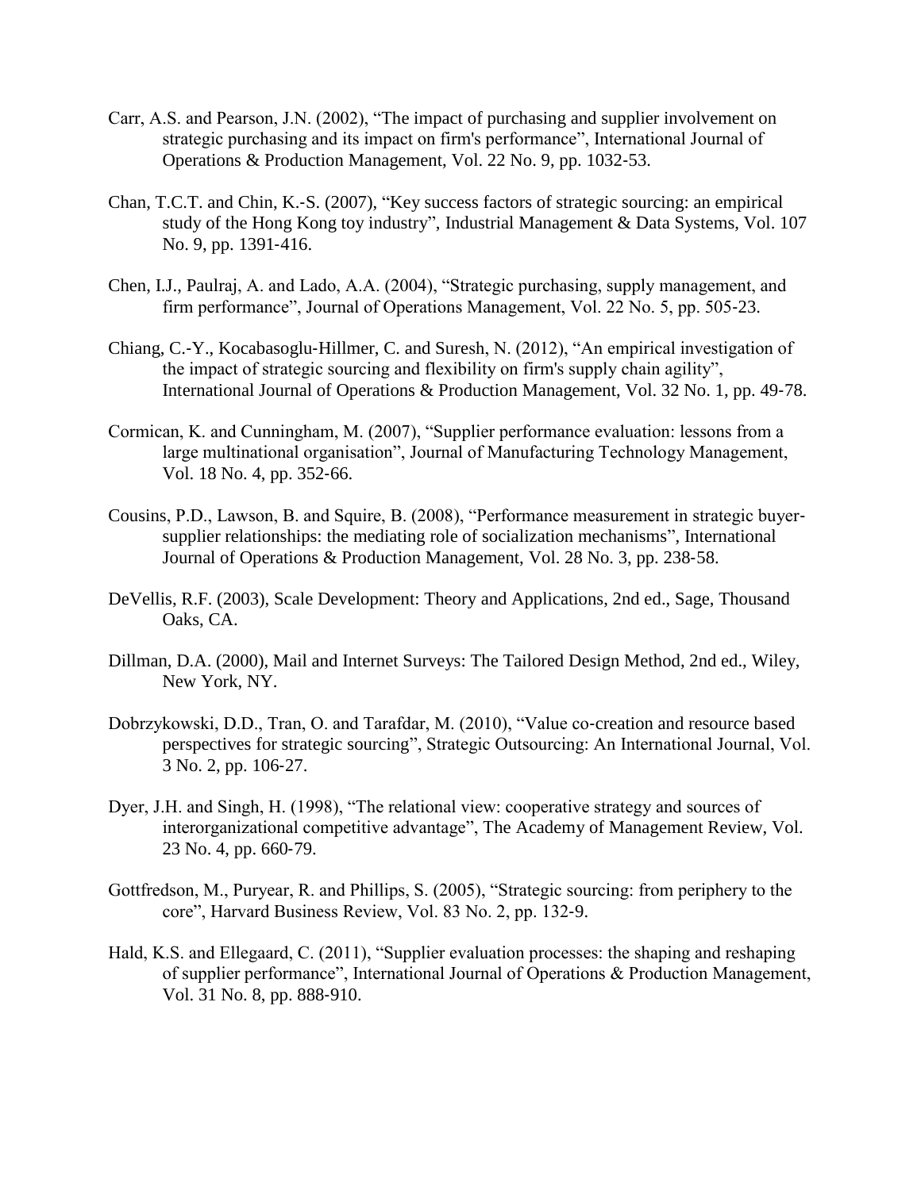Carr, A.S. and Pearson, J.N. (2002), "The impact of purchasing and supplier involvement on strategic purchasing and its impact on firm's performance", International Journal of Operations & Production Management, Vol. 22 No. 9, pp. 1032-53.

Chan, T.C.T. and Chin, K.-S. (2007), "Key success factors of strategic sourcing: an empirical study of the Hong Kong toy industry", Industrial Management & Data Systems, Vol. 107 No. 9, pp. 1391-416.

Chen, I.J., Paulraj, A. and Lado, A.A. (2004), "Strategic purchasing, supply management, and firm performance", Journal of Operations Management, Vol. 22 No. 5, pp. 505-23.

Chiang, C.-Y., Kocabasoglu-Hillmer, C. and Suresh, N. (2012), "An empirical investigation of the impact of strategic sourcing and flexibility on firm's supply chain agility", International Journal of Operations & Production Management, Vol. 32 No. 1, pp. 49-78.

Cormican, K. and Cunningham, M. (2007), "Supplier performance evaluation: lessons from a large multinational organisation", Journal of Manufacturing Technology Management, Vol. 18 No. 4, pp. 352-66.

Cousins, P.D., Lawson, B. and Squire, B. (2008), "Performance measurement in strategic buyer-supplier relationships: the mediating role of socialization mechanisms", International Journal of Operations & Production Management, Vol. 28 No. 3, pp. 238-58.

DeVellis, R.F. (2003), Scale Development: Theory and Applications, 2nd ed., Sage, Thousand Oaks, CA.

Dillman, D.A. (2000), Mail and Internet Surveys: The Tailored Design Method, 2nd ed., Wiley, New York, NY.

Dobrzykowski, D.D., Tran, O. and Tarafdar, M. (2010), "Value co-creation and resource based perspectives for strategic sourcing", Strategic Outsourcing: An International Journal, Vol. 3 No. 2, pp. 106-27.

Dyer, J.H. and Singh, H. (1998), "The relational view: cooperative strategy and sources of interorganizational competitive advantage", The Academy of Management Review, Vol. 23 No. 4, pp. 660-79.

Gottfredson, M., Puryear, R. and Phillips, S. (2005), "Strategic sourcing: from periphery to the core", Harvard Business Review, Vol. 83 No. 2, pp. 132-9.

Hald, K.S. and Ellegaard, C. (2011), "Supplier evaluation processes: the shaping and reshaping of supplier performance", International Journal of Operations & Production Management, Vol. 31 No. 8, pp. 888-910.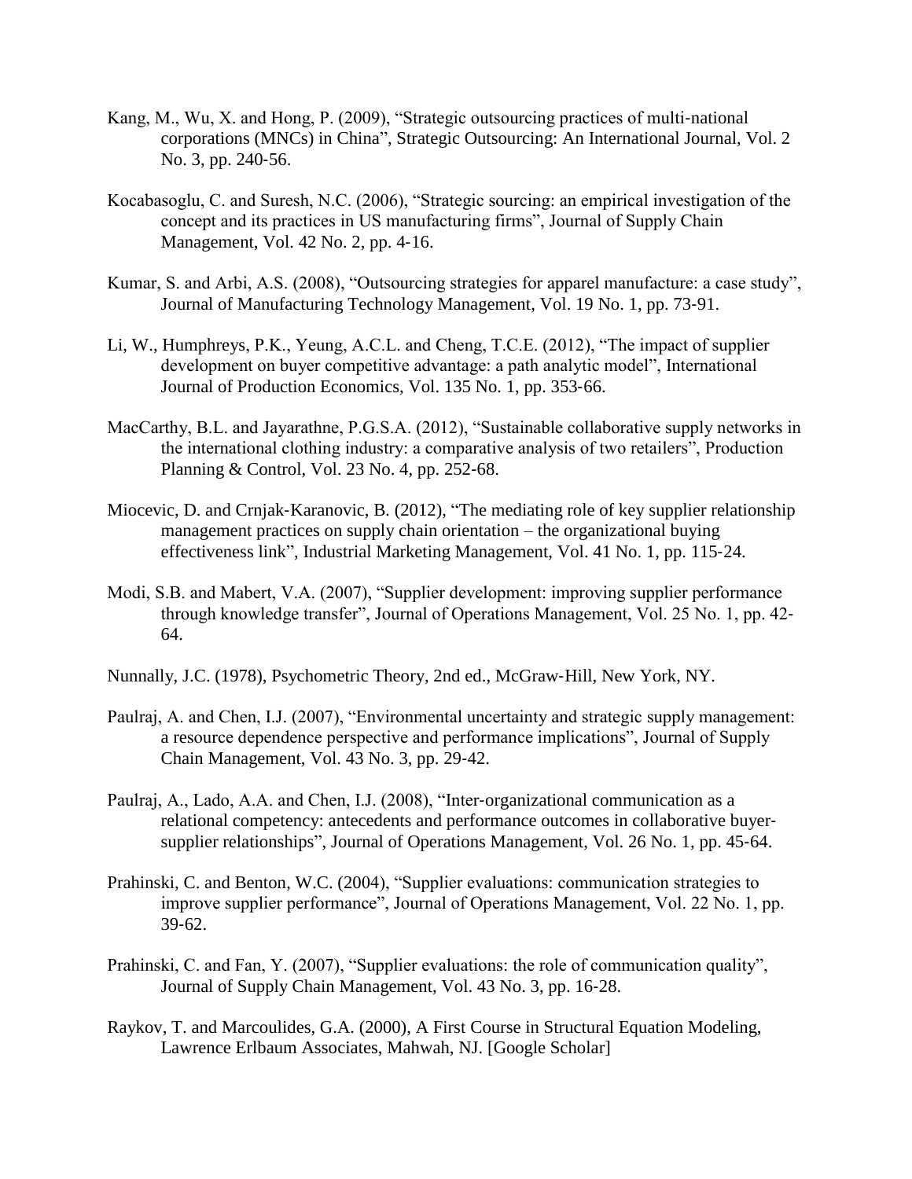Kang, M., Wu, X. and Hong, P. (2009), “Strategic outsourcing practices of multi-national corporations (MNCs) in China”, Strategic Outsourcing: An International Journal, Vol. 2 No. 3, pp. 240-56.

Kocabasoglu, C. and Suresh, N.C. (2006), “Strategic sourcing: an empirical investigation of the concept and its practices in US manufacturing firms”, Journal of Supply Chain Management, Vol. 42 No. 2, pp. 4-16.

Kumar, S. and Arbi, A.S. (2008), “Outsourcing strategies for apparel manufacture: a case study”, Journal of Manufacturing Technology Management, Vol. 19 No. 1, pp. 73-91.

Li, W., Humphreys, P.K., Yeung, A.C.L. and Cheng, T.C.E. (2012), “The impact of supplier development on buyer competitive advantage: a path analytic model”, International Journal of Production Economics, Vol. 135 No. 1, pp. 353-66.

MacCarthy, B.L. and Jayarathne, P.G.S.A. (2012), “Sustainable collaborative supply networks in the international clothing industry: a comparative analysis of two retailers”, Production Planning & Control, Vol. 23 No. 4, pp. 252-68.

Miocevic, D. and Crnjak-Karanovic, B. (2012), “The mediating role of key supplier relationship management practices on supply chain orientation – the organizational buying effectiveness link”, Industrial Marketing Management, Vol. 41 No. 1, pp. 115-24.

Modi, S.B. and Mabert, V.A. (2007), “Supplier development: improving supplier performance through knowledge transfer”, Journal of Operations Management, Vol. 25 No. 1, pp. 42-64.

Nunnally, J.C. (1978), Psychometric Theory, 2nd ed., McGraw-Hill, New York, NY.

Paulraj, A. and Chen, I.J. (2007), “Environmental uncertainty and strategic supply management: a resource dependence perspective and performance implications”, Journal of Supply Chain Management, Vol. 43 No. 3, pp. 29-42.

Paulraj, A., Lado, A.A. and Chen, I.J. (2008), “Inter-organizational communication as a relational competency: antecedents and performance outcomes in collaborative buyer-supplier relationships”, Journal of Operations Management, Vol. 26 No. 1, pp. 45-64.

Prahinski, C. and Benton, W.C. (2004), “Supplier evaluations: communication strategies to improve supplier performance”, Journal of Operations Management, Vol. 22 No. 1, pp. 39-62.

Prahinski, C. and Fan, Y. (2007), “Supplier evaluations: the role of communication quality”, Journal of Supply Chain Management, Vol. 43 No. 3, pp. 16-28.

Raykov, T. and Marcoulides, G.A. (2000), A First Course in Structural Equation Modeling, Lawrence Erlbaum Associates, Mahwah, NJ. [Google Scholar]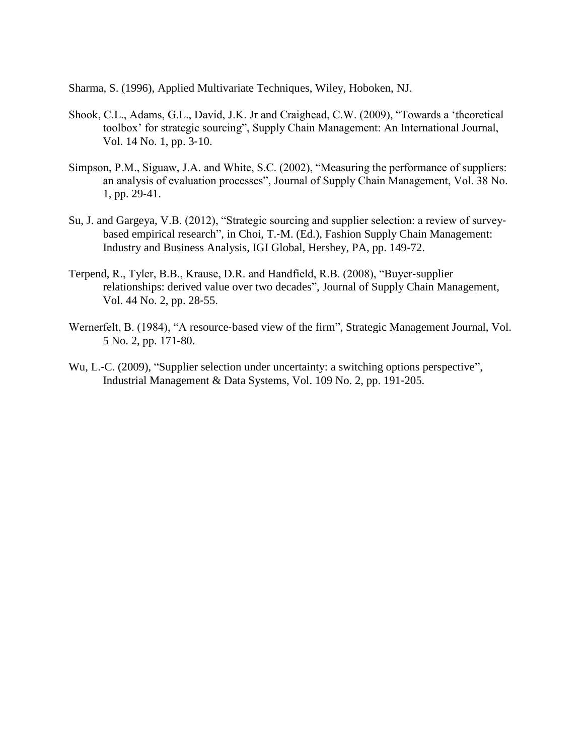Sharma, S. (1996), Applied Multivariate Techniques, Wiley, Hoboken, NJ.

Shook, C.L., Adams, G.L., David, J.K. Jr and Craighead, C.W. (2009), "Towards a 'theoretical toolbox' for strategic sourcing", Supply Chain Management: An International Journal, Vol. 14 No. 1, pp. 3-10.

Simpson, P.M., Siguaw, J.A. and White, S.C. (2002), "Measuring the performance of suppliers: an analysis of evaluation processes", Journal of Supply Chain Management, Vol. 38 No. 1, pp. 29-41.

Su, J. and Gargeya, V.B. (2012), "Strategic sourcing and supplier selection: a review of survey-based empirical research", in Choi, T.-M. (Ed.), Fashion Supply Chain Management: Industry and Business Analysis, IGI Global, Hershey, PA, pp. 149-72.

Terpend, R., Tyler, B.B., Krause, D.R. and Handfield, R.B. (2008), "Buyer-supplier relationships: derived value over two decades", Journal of Supply Chain Management, Vol. 44 No. 2, pp. 28-55.

Wernerfelt, B. (1984), "A resource-based view of the firm", Strategic Management Journal, Vol. 5 No. 2, pp. 171-80.

Wu, L.-C. (2009), "Supplier selection under uncertainty: a switching options perspective", Industrial Management & Data Systems, Vol. 109 No. 2, pp. 191-205.